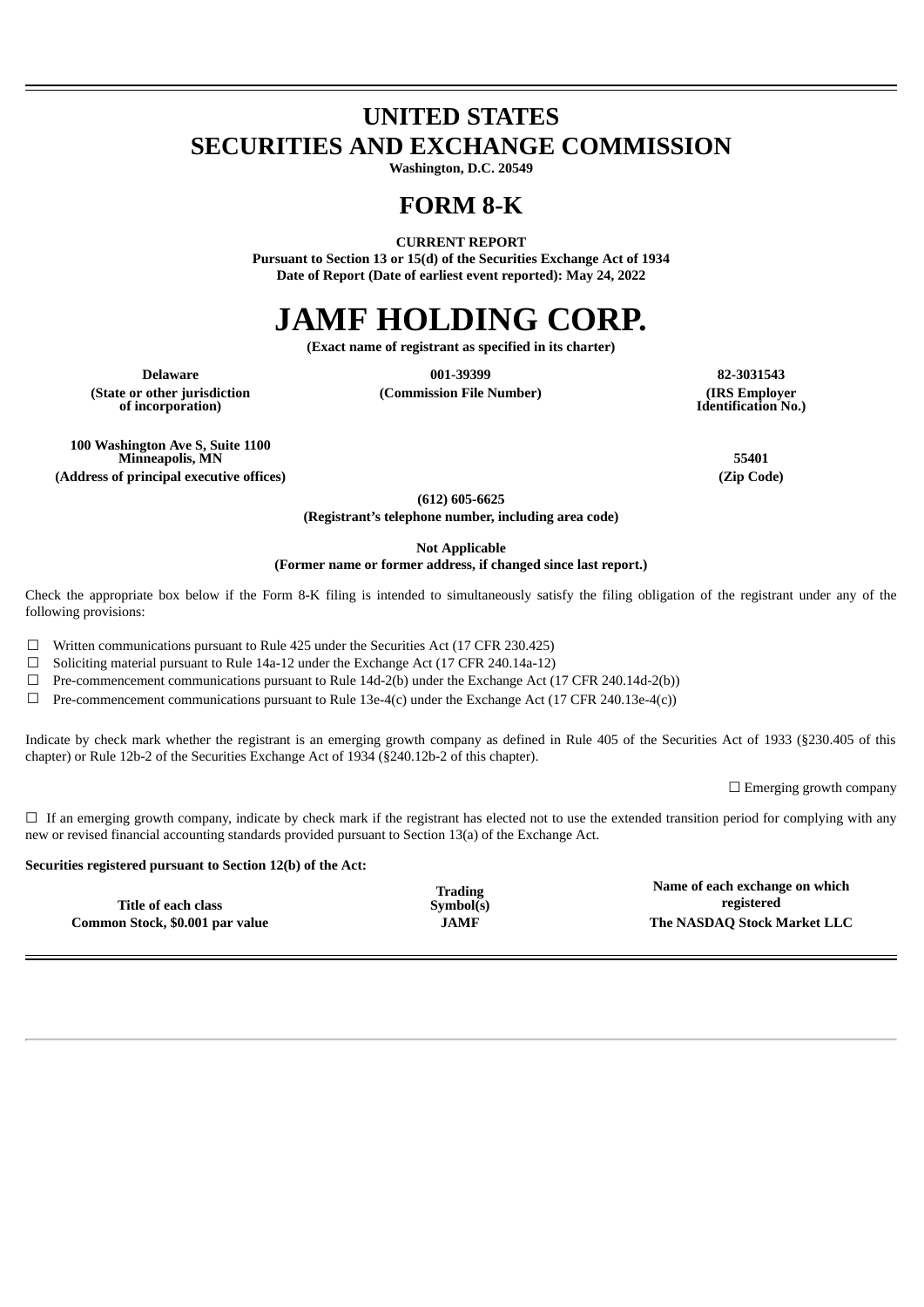# UNITED STATES
# SECURITIES AND EXCHANGE COMMISSION

**Washington, D.C. 20549**

# FORM 8-K

**CURRENT REPORT**

**Pursuant to Section 13 or 15(d) of the Securities Exchange Act of 1934**

**Date of Report (Date of earliest event reported): May 24, 2022**

# JAMF HOLDING CORP.

**(Exact name of registrant as specified in its charter)**

| Delaware | 001-39399 | 82-3031543 |
|---|---|---|
| (State or other jurisdiction of incorporation) | (Commission File Number) | (IRS Employer Identification No.) |

| 100 Washington Ave S, Suite 1100 Minneapolis, MN | 55401 |
|---|---|
| (Address of principal executive offices) | (Zip Code) |

**(612) 605-6625**

**(Registrant's telephone number, including area code)**

**Not Applicable**

**(Former name or former address, if changed since last report.)**

Check the appropriate box below if the Form 8-K filing is intended to simultaneously satisfy the filing obligation of the registrant under any of the following provisions:

☐ Written communications pursuant to Rule 425 under the Securities Act (17 CFR 230.425)

☐ Soliciting material pursuant to Rule 14a-12 under the Exchange Act (17 CFR 240.14a-12)

☐ Pre-commencement communications pursuant to Rule 14d-2(b) under the Exchange Act (17 CFR 240.14d-2(b))

☐ Pre-commencement communications pursuant to Rule 13e-4(c) under the Exchange Act (17 CFR 240.13e-4(c))

Indicate by check mark whether the registrant is an emerging growth company as defined in Rule 405 of the Securities Act of 1933 (§230.405 of this chapter) or Rule 12b-2 of the Securities Exchange Act of 1934 (§240.12b-2 of this chapter).

☐ Emerging growth company

☐ If an emerging growth company, indicate by check mark if the registrant has elected not to use the extended transition period for complying with any new or revised financial accounting standards provided pursuant to Section 13(a) of the Exchange Act.

**Securities registered pursuant to Section 12(b) of the Act:**

| Title of each class | Trading Symbol(s) | Name of each exchange on which registered |
|---|---|---|
| **Common Stock, $0.001 par value** | **JAMF** | **The NASDAQ Stock Market LLC** |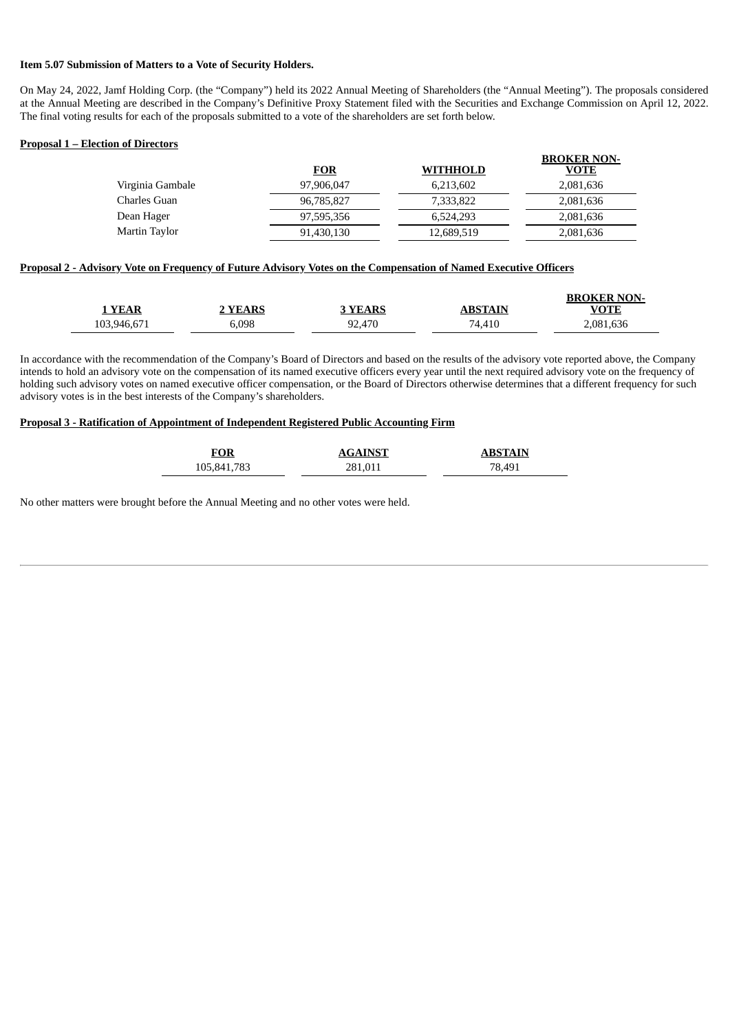**Item 5.07 Submission of Matters to a Vote of Security Holders.**

On May 24, 2022, Jamf Holding Corp. (the "Company") held its 2022 Annual Meeting of Shareholders (the "Annual Meeting"). The proposals considered at the Annual Meeting are described in the Company's Definitive Proxy Statement filed with the Securities and Exchange Commission on April 12, 2022. The final voting results for each of the proposals submitted to a vote of the shareholders are set forth below.

**Proposal 1 – Election of Directors**

| | FOR | WITHHOLD | BROKER NON-VOTE |
|---|---|---|---|
| Virginia Gambale | 97,906,047 | 6,213,602 | 2,081,636 |
| Charles Guan | 96,785,827 | 7,333,822 | 2,081,636 |
| Dean Hager | 97,595,356 | 6,524,293 | 2,081,636 |
| Martin Taylor | 91,430,130 | 12,689,519 | 2,081,636 |

**Proposal 2 - Advisory Vote on Frequency of Future Advisory Votes on the Compensation of Named Executive Officers**

| 1 YEAR | 2 YEARS | 3 YEARS | ABSTAIN | BROKER NON-VOTE |
|---|---|---|---|---|
| 103,946,671 | 6,098 | 92,470 | 74,410 | 2,081,636 |

In accordance with the recommendation of the Company's Board of Directors and based on the results of the advisory vote reported above, the Company intends to hold an advisory vote on the compensation of its named executive officers every year until the next required advisory vote on the frequency of holding such advisory votes on named executive officer compensation, or the Board of Directors otherwise determines that a different frequency for such advisory votes is in the best interests of the Company's shareholders.

**Proposal 3 - Ratification of Appointment of Independent Registered Public Accounting Firm**

| FOR | AGAINST | ABSTAIN |
|---|---|---|
| 105,841,783 | 281,011 | 78,491 |

No other matters were brought before the Annual Meeting and no other votes were held.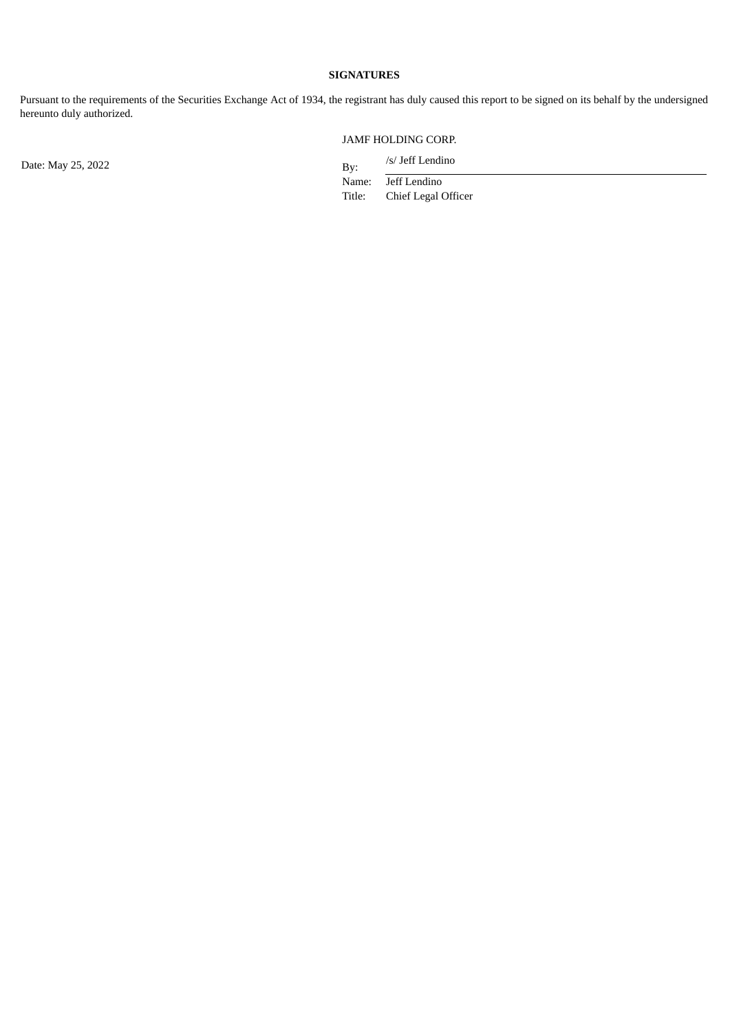**SIGNATURES**

Pursuant to the requirements of the Securities Exchange Act of 1934, the registrant has duly caused this report to be signed on its behalf by the undersigned hereunto duly authorized.

JAMF HOLDING CORP.

Date: May 25, 2022

By: /s/ Jeff Lendino

Name: Jeff Lendino

Title: Chief Legal Officer